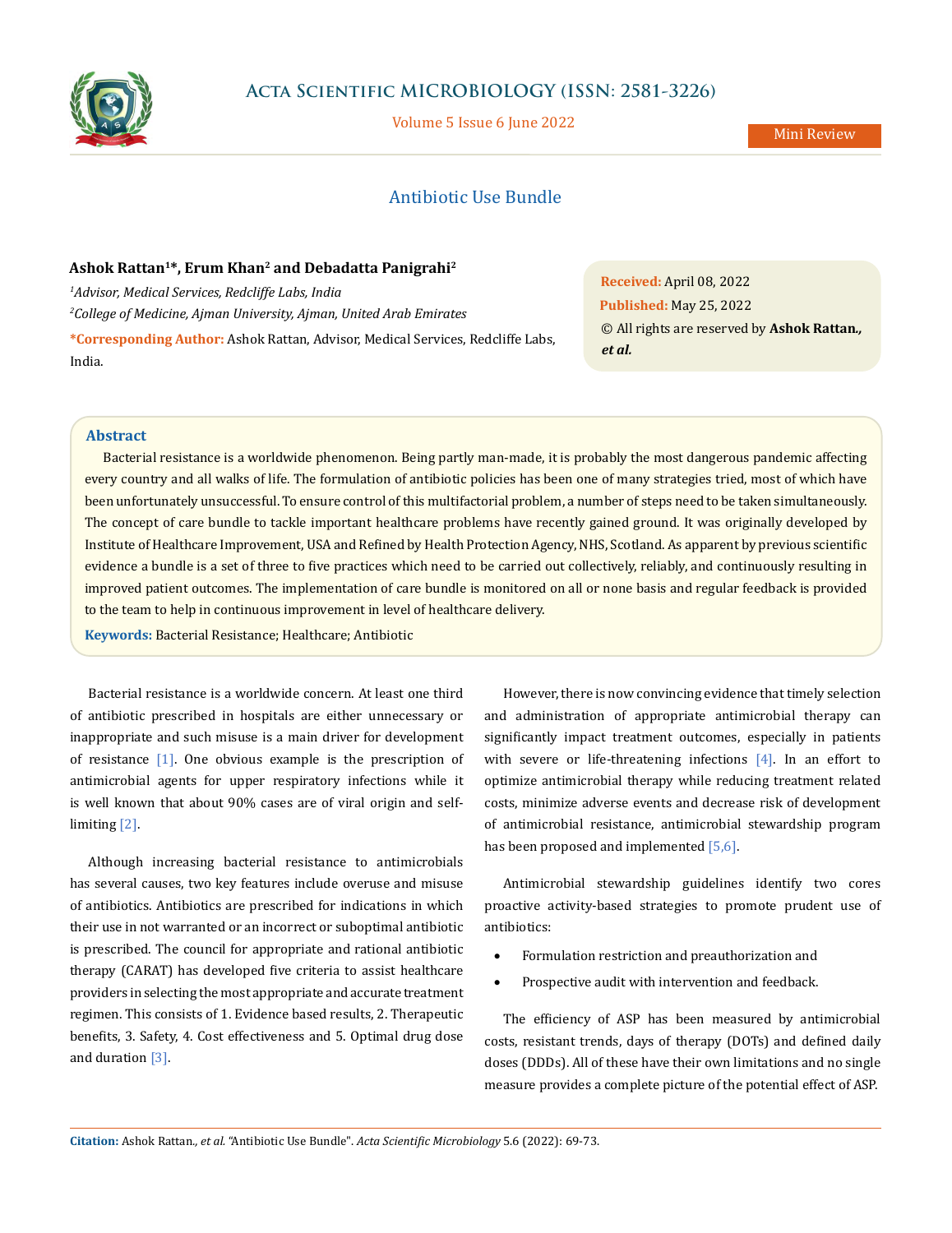Mini Review

# Antibiotic Use Bundle

**Ashok Rattan[1]*, Erum Khan[2] and Debadatta Panigrahi[2]**

[1]*Advisor, Medical Services, Redcliffe Labs, India*

[2]*College of Medicine, Ajman University, Ajman, United Arab Emirates*

**\*Corresponding Author:** Ashok Rattan, Advisor, Medical Services, Redcliffe Labs, India.

**Received:** April 08, 2022

**Published:** May 25, 2022

© All rights are reserved by **Ashok Rattan., *et al.***

## Abstract

Bacterial resistance is a worldwide phenomenon. Being partly man-made, it is probably the most dangerous pandemic affecting every country and all walks of life. The formulation of antibiotic policies has been one of many strategies tried, most of which have been unfortunately unsuccessful. To ensure control of this multifactorial problem, a number of steps need to be taken simultaneously. The concept of care bundle to tackle important healthcare problems have recently gained ground. It was originally developed by Institute of Healthcare Improvement, USA and Refined by Health Protection Agency, NHS, Scotland. As apparent by previous scientific evidence a bundle is a set of three to five practices which need to be carried out collectively, reliably, and continuously resulting in improved patient outcomes. The implementation of care bundle is monitored on all or none basis and regular feedback is provided to the team to help in continuous improvement in level of healthcare delivery.

**Keywords:** Bacterial Resistance; Healthcare; Antibiotic

Bacterial resistance is a worldwide concern. At least one third of antibiotic prescribed in hospitals are either unnecessary or inappropriate and such misuse is a main driver for development of resistance [1]. One obvious example is the prescription of antimicrobial agents for upper respiratory infections while it is well known that about 90% cases are of viral origin and self-limiting [2].

Although increasing bacterial resistance to antimicrobials has several causes, two key features include overuse and misuse of antibiotics. Antibiotics are prescribed for indications in which their use in not warranted or an incorrect or suboptimal antibiotic is prescribed. The council for appropriate and rational antibiotic therapy (CARAT) has developed five criteria to assist healthcare providers in selecting the most appropriate and accurate treatment regimen. This consists of 1. Evidence based results, 2. Therapeutic benefits, 3. Safety, 4. Cost effectiveness and 5. Optimal drug dose and duration [3].

However, there is now convincing evidence that timely selection and administration of appropriate antimicrobial therapy can significantly impact treatment outcomes, especially in patients with severe or life-threatening infections [4]. In an effort to optimize antimicrobial therapy while reducing treatment related costs, minimize adverse events and decrease risk of development of antimicrobial resistance, antimicrobial stewardship program has been proposed and implemented [5,6].

Antimicrobial stewardship guidelines identify two cores proactive activity-based strategies to promote prudent use of antibiotics:

- Formulation restriction and preauthorization and
- Prospective audit with intervention and feedback.

The efficiency of ASP has been measured by antimicrobial costs, resistant trends, days of therapy (DOTs) and defined daily doses (DDDs). All of these have their own limitations and no single measure provides a complete picture of the potential effect of ASP.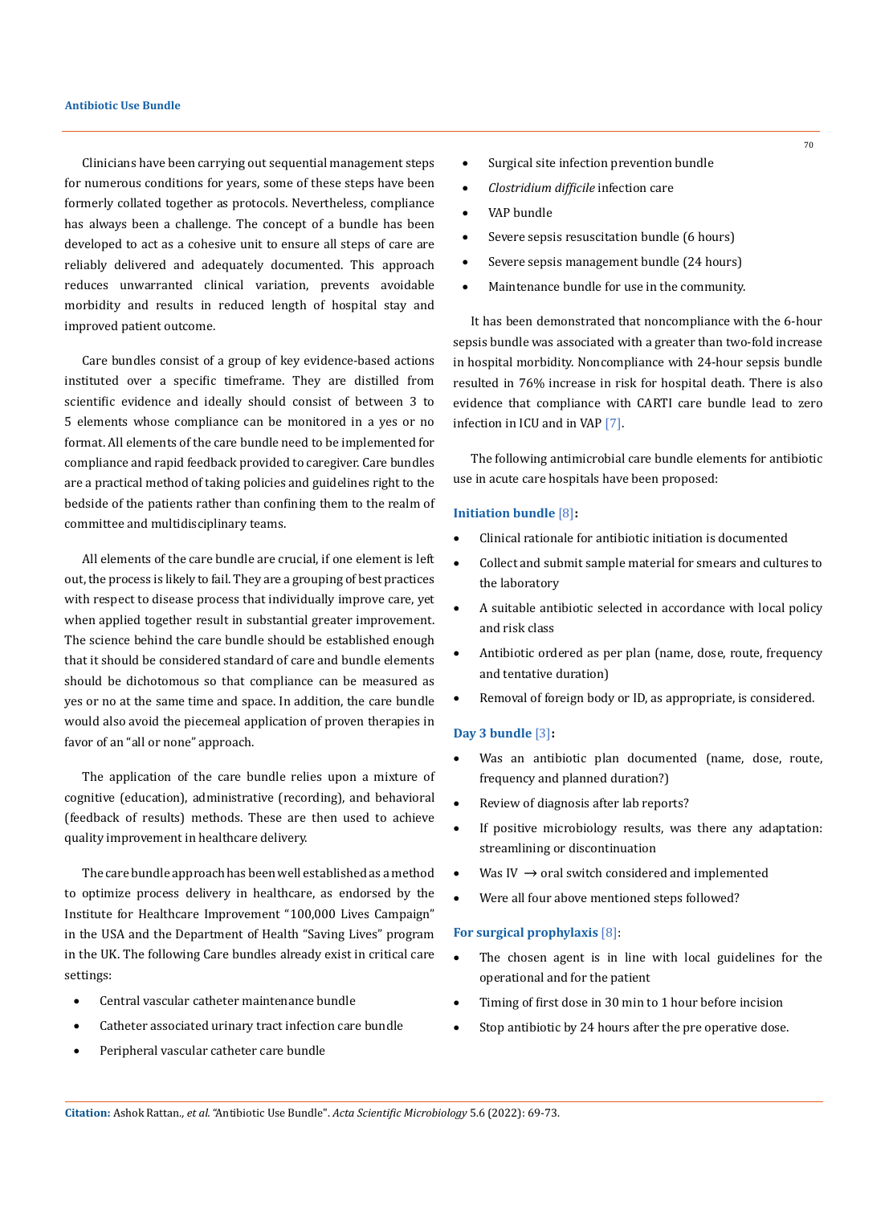Clinicians have been carrying out sequential management steps for numerous conditions for years, some of these steps have been formerly collated together as protocols. Nevertheless, compliance has always been a challenge. The concept of a bundle has been developed to act as a cohesive unit to ensure all steps of care are reliably delivered and adequately documented. This approach reduces unwarranted clinical variation, prevents avoidable morbidity and results in reduced length of hospital stay and improved patient outcome.

Care bundles consist of a group of key evidence-based actions instituted over a specific timeframe. They are distilled from scientific evidence and ideally should consist of between 3 to 5 elements whose compliance can be monitored in a yes or no format. All elements of the care bundle need to be implemented for compliance and rapid feedback provided to caregiver. Care bundles are a practical method of taking policies and guidelines right to the bedside of the patients rather than confining them to the realm of committee and multidisciplinary teams.

All elements of the care bundle are crucial, if one element is left out, the process is likely to fail. They are a grouping of best practices with respect to disease process that individually improve care, yet when applied together result in substantial greater improvement. The science behind the care bundle should be established enough that it should be considered standard of care and bundle elements should be dichotomous so that compliance can be measured as yes or no at the same time and space. In addition, the care bundle would also avoid the piecemeal application of proven therapies in favor of an "all or none" approach.

The application of the care bundle relies upon a mixture of cognitive (education), administrative (recording), and behavioral (feedback of results) methods. These are then used to achieve quality improvement in healthcare delivery.

The care bundle approach has been well established as a method to optimize process delivery in healthcare, as endorsed by the Institute for Healthcare Improvement "100,000 Lives Campaign" in the USA and the Department of Health "Saving Lives" program in the UK. The following Care bundles already exist in critical care settings:

- Central vascular catheter maintenance bundle
- Catheter associated urinary tract infection care bundle
- Peripheral vascular catheter care bundle
- Surgical site infection prevention bundle
- *Clostridium difficile* infection care
- VAP bundle
- Severe sepsis resuscitation bundle (6 hours)
- Severe sepsis management bundle (24 hours)
- Maintenance bundle for use in the community.

It has been demonstrated that noncompliance with the 6-hour sepsis bundle was associated with a greater than two-fold increase in hospital morbidity. Noncompliance with 24-hour sepsis bundle resulted in 76% increase in risk for hospital death. There is also evidence that compliance with CARTI care bundle lead to zero infection in ICU and in VAP [7].

The following antimicrobial care bundle elements for antibiotic use in acute care hospitals have been proposed:

**Initiation bundle [8]:**

- Clinical rationale for antibiotic initiation is documented
- Collect and submit sample material for smears and cultures to the laboratory
- A suitable antibiotic selected in accordance with local policy and risk class
- Antibiotic ordered as per plan (name, dose, route, frequency and tentative duration)
- Removal of foreign body or ID, as appropriate, is considered.

**Day 3 bundle [3]:**

- Was an antibiotic plan documented (name, dose, route, frequency and planned duration?)
- Review of diagnosis after lab reports?
- If positive microbiology results, was there any adaptation: streamlining or discontinuation
- Was IV → oral switch considered and implemented
- Were all four above mentioned steps followed?

**For surgical prophylaxis [8]:**

- The chosen agent is in line with local guidelines for the operational and for the patient
- Timing of first dose in 30 min to 1 hour before incision
- Stop antibiotic by 24 hours after the pre operative dose.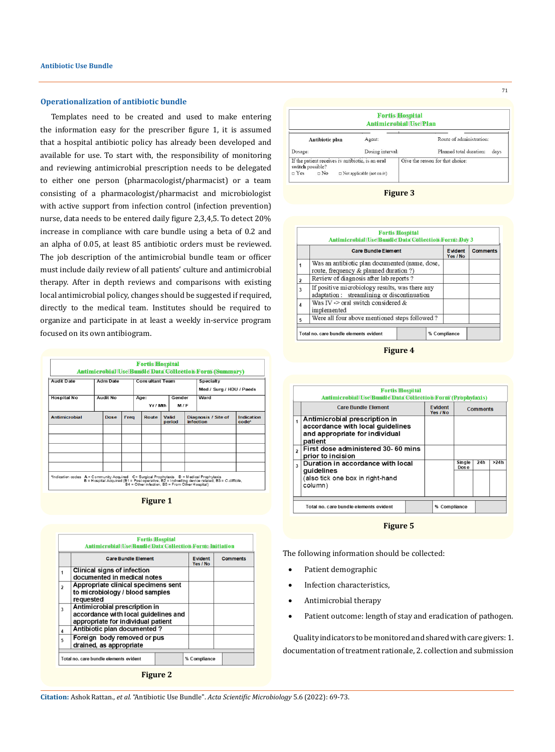## Operationalization of antibiotic bundle

Templates need to be created and used to make entering the information easy for the prescriber figure 1, it is assumed that a hospital antibiotic policy has already been developed and available for use. To start with, the responsibility of monitoring and reviewing antimicrobial prescription needs to be delegated to either one person (pharmacologist/pharmacist) or a team consisting of a pharmacologist/pharmacist and microbiologist with active support from infection control (infection prevention) nurse, data needs to be entered daily figure 2,3,4,5. To detect 20% increase in compliance with care bundle using a beta of 0.2 and an alpha of 0.05, at least 85 antibiotic orders must be reviewed. The job description of the antimicrobial bundle team or officer must include daily review of all patients' culture and antimicrobial therapy. After in depth reviews and comparisons with existing local antimicrobial policy, changes should be suggested if required, directly to the medical team. Institutes should be required to organize and participate in at least a weekly in-service program focused on its own antibiogram.

**Fortis Hospital**
**Antimicrobial Use Bundle Data Collection Form (Summary)**

| Audit Date | Adm Date | Consultant Team | Specialty Med / Surg / HDU / Paeds |
|---|---|---|---|
| Hospital No | Audit No | Age: Yr / Mth | Gender M / F | Ward |

| Antimicrobial | Dose | Freq | Route | Valid period | Diagnosis / Site of infection | Indication code* |
|---|---|---|---|---|---|---|
| | | | | | | |
| | | | | | | |
| | | | | | | |
| | | | | | | |
| | | | | | | |

*Indication codes A = Community Acquired C = Surgical Prophylaxis D = Medical Prophylaxis
B = Hospital Acquired (B1 = Post operative, B2 = Indwelling device related, B3 = *C.difficile*, B4 = Other infection, B5 = From Other Hospital)

**Figure 1**

**Fortis Hospital**
**Antimicrobial Use Bundle Data Collection Form: Initiation**

| | Care Bundle Element | Evident Yes / No | Comments |
|---|---|---|---|
| 1 | Clinical signs of infection documented in medical notes | | |
| 2 | Appropriate clinical specimens sent to microbiology / blood samples requested | | |
| 3 | Antimicrobial prescription in accordance with local guidelines and appropriate for individual patient | | |
| 4 | Antibiotic plan documented ? | | |
| 5 | Foreign body removed or pus drained, as appropriate | | |
| | Total no. care bundle elements evident | | % Compliance |

**Figure 2**

**Fortis Hospital**
**Antimicrobial Use Plan**

| Antibiotic plan | Agent: | Route of administration: |
|---|---|---|
| Dosage: | Dosing interval: | Planned total duration: days |
| If the patient receives iv antibiotic, is an oral switch possible? □ Yes □ No □ Not applicable (not on iv) | Give the reason for that choice: | |

**Figure 3**

**Fortis Hospital**
**Antimicrobial Use Bundle Data Collection Form: Day 3**

| | Care Bundle Element | Evident Yes / No | Comments |
|---|---|---|---|
| 1 | Was an antibiotic plan documented (name, dose, route, frequency & planned duration ?) | | |
| 2 | Review of diagnosis after lab reports ? | | |
| 3 | If positive microbiology results, was there any adaptation : streamlining or discontinuation | | |
| 4 | Was IV -> oral switch considered & implemented | | |
| 5 | Were all four above mentioned steps followed ? | | |
| | Total no. care bundle elements evident | | % Compliance |

**Figure 4**

**Fortis Hospital**
**Antimicrobial Use Bundle Data Collection Form (Prophylaxis)**

| | Care Bundle Element | Evident Yes / No | Comments | | |
|---|---|---|---|---|---|
| 1 | Antimicrobial prescription in accordance with local guidelines and appropriate for individual patient | | | | |
| 2 | First dose administered 30- 60 mins prior to incision | | | | |
| 3 | Duration in accordance with local guidelines (also tick one box in right-hand column) | | Single Dose | 24h | >24h |
| | Total no. care bundle elements evident | | % Compliance | | |

**Figure 5**

The following information should be collected:

- Patient demographic
- Infection characteristics,
- Antimicrobial therapy
- Patient outcome: length of stay and eradication of pathogen.

Quality indicators to be monitored and shared with care givers: 1. documentation of treatment rationale, 2. collection and submission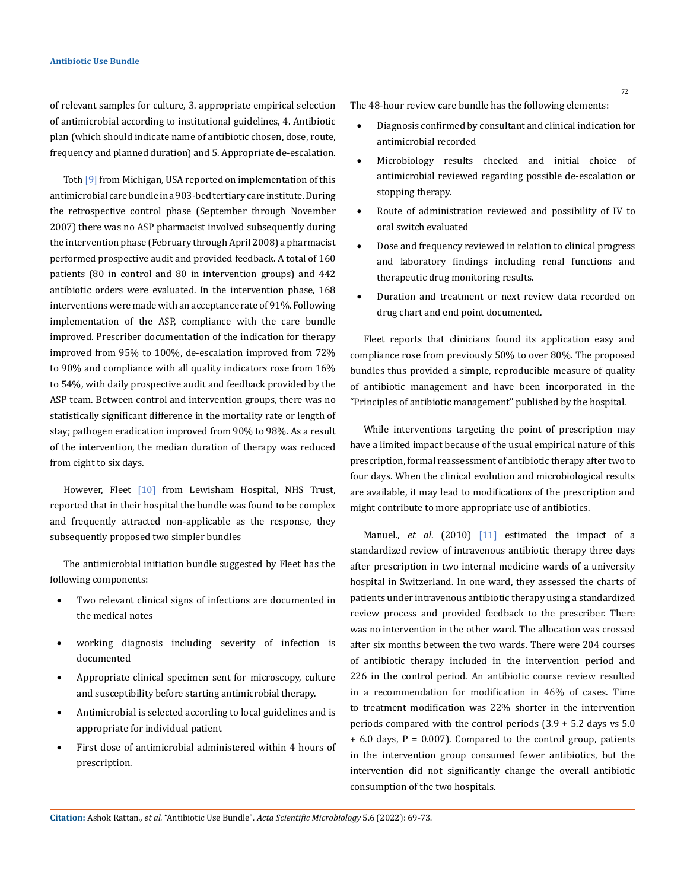of relevant samples for culture, 3. appropriate empirical selection of antimicrobial according to institutional guidelines, 4. Antibiotic plan (which should indicate name of antibiotic chosen, dose, route, frequency and planned duration) and 5. Appropriate de-escalation.

Toth [9] from Michigan, USA reported on implementation of this antimicrobial care bundle in a 903-bed tertiary care institute. During the retrospective control phase (September through November 2007) there was no ASP pharmacist involved subsequently during the intervention phase (February through April 2008) a pharmacist performed prospective audit and provided feedback. A total of 160 patients (80 in control and 80 in intervention groups) and 442 antibiotic orders were evaluated. In the intervention phase, 168 interventions were made with an acceptance rate of 91%. Following implementation of the ASP, compliance with the care bundle improved. Prescriber documentation of the indication for therapy improved from 95% to 100%, de-escalation improved from 72% to 90% and compliance with all quality indicators rose from 16% to 54%, with daily prospective audit and feedback provided by the ASP team. Between control and intervention groups, there was no statistically significant difference in the mortality rate or length of stay; pathogen eradication improved from 90% to 98%. As a result of the intervention, the median duration of therapy was reduced from eight to six days.

However, Fleet [10] from Lewisham Hospital, NHS Trust, reported that in their hospital the bundle was found to be complex and frequently attracted non-applicable as the response, they subsequently proposed two simpler bundles

The antimicrobial initiation bundle suggested by Fleet has the following components:

- Two relevant clinical signs of infections are documented in the medical notes
- working diagnosis including severity of infection is documented
- Appropriate clinical specimen sent for microscopy, culture and susceptibility before starting antimicrobial therapy.
- Antimicrobial is selected according to local guidelines and is appropriate for individual patient
- First dose of antimicrobial administered within 4 hours of prescription.

The 48-hour review care bundle has the following elements:

- Diagnosis confirmed by consultant and clinical indication for antimicrobial recorded
- Microbiology results checked and initial choice of antimicrobial reviewed regarding possible de-escalation or stopping therapy.
- Route of administration reviewed and possibility of IV to oral switch evaluated
- Dose and frequency reviewed in relation to clinical progress and laboratory findings including renal functions and therapeutic drug monitoring results.
- Duration and treatment or next review data recorded on drug chart and end point documented.

Fleet reports that clinicians found its application easy and compliance rose from previously 50% to over 80%. The proposed bundles thus provided a simple, reproducible measure of quality of antibiotic management and have been incorporated in the "Principles of antibiotic management" published by the hospital.

While interventions targeting the point of prescription may have a limited impact because of the usual empirical nature of this prescription, formal reassessment of antibiotic therapy after two to four days. When the clinical evolution and microbiological results are available, it may lead to modifications of the prescription and might contribute to more appropriate use of antibiotics.

Manuel., *et al*. (2010) [11] estimated the impact of a standardized review of intravenous antibiotic therapy three days after prescription in two internal medicine wards of a university hospital in Switzerland. In one ward, they assessed the charts of patients under intravenous antibiotic therapy using a standardized review process and provided feedback to the prescriber. There was no intervention in the other ward. The allocation was crossed after six months between the two wards. There were 204 courses of antibiotic therapy included in the intervention period and 226 in the control period. An antibiotic course review resulted in a recommendation for modification in 46% of cases. Time to treatment modification was 22% shorter in the intervention periods compared with the control periods (3.9 + 5.2 days vs 5.0 + 6.0 days, P = 0.007). Compared to the control group, patients in the intervention group consumed fewer antibiotics, but the intervention did not significantly change the overall antibiotic consumption of the two hospitals.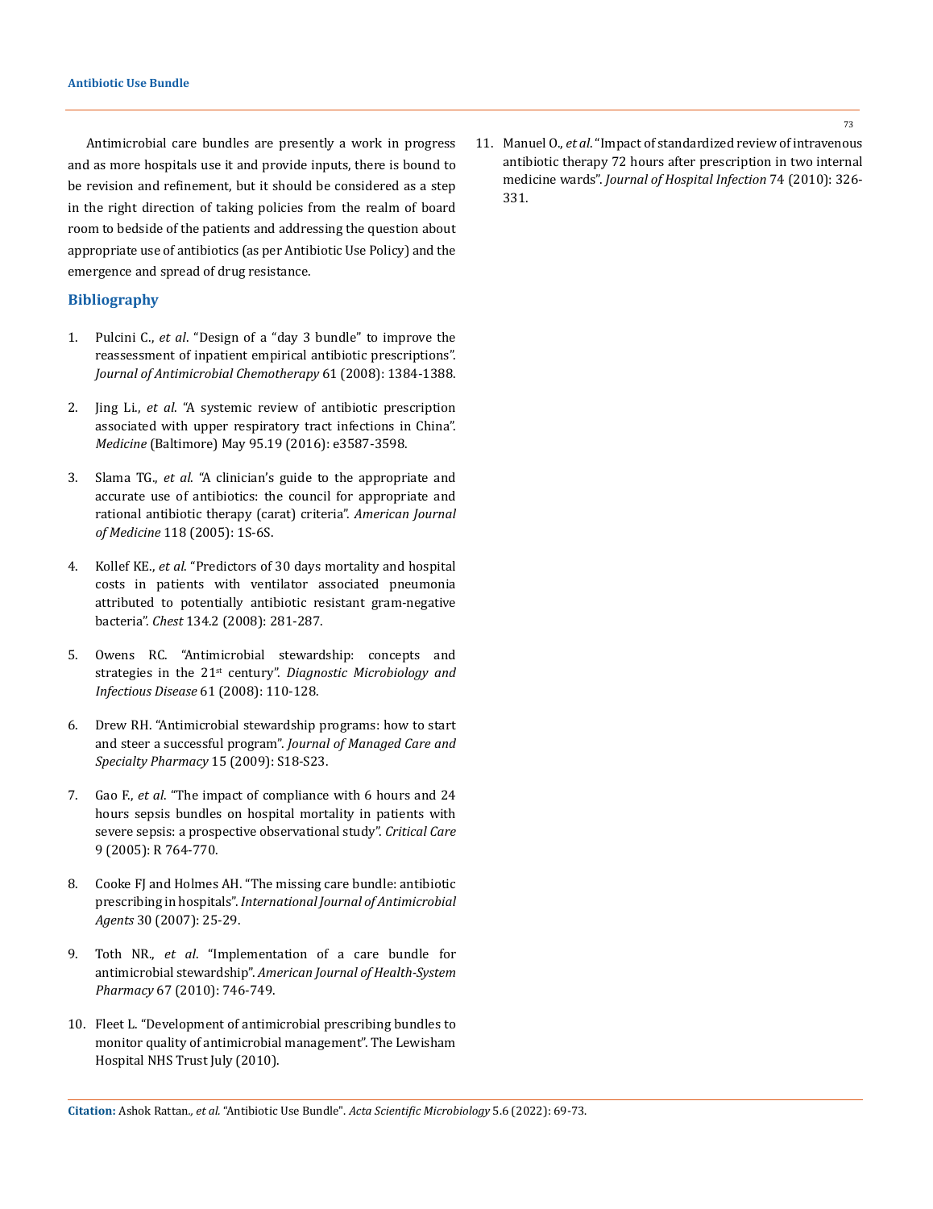Antimicrobial care bundles are presently a work in progress and as more hospitals use it and provide inputs, there is bound to be revision and refinement, but it should be considered as a step in the right direction of taking policies from the realm of board room to bedside of the patients and addressing the question about appropriate use of antibiotics (as per Antibiotic Use Policy) and the emergence and spread of drug resistance.

## Bibliography

1. Pulcini C., *et al*. "Design of a "day 3 bundle" to improve the reassessment of inpatient empirical antibiotic prescriptions". *Journal of Antimicrobial Chemotherapy* 61 (2008): 1384-1388.
2. Jing Li., *et al*. "A systemic review of antibiotic prescription associated with upper respiratory tract infections in China". *Medicine* (Baltimore) May 95.19 (2016): e3587-3598.
3. Slama TG., *et al*. "A clinician's guide to the appropriate and accurate use of antibiotics: the council for appropriate and rational antibiotic therapy (carat) criteria". *American Journal of Medicine* 118 (2005): 1S-6S.
4. Kollef KE., *et al*. "Predictors of 30 days mortality and hospital costs in patients with ventilator associated pneumonia attributed to potentially antibiotic resistant gram-negative bacteria". *Chest* 134.2 (2008): 281-287.
5. Owens RC. "Antimicrobial stewardship: concepts and strategies in the 21st century". *Diagnostic Microbiology and Infectious Disease* 61 (2008): 110-128.
6. Drew RH. "Antimicrobial stewardship programs: how to start and steer a successful program". *Journal of Managed Care and Specialty Pharmacy* 15 (2009): S18-S23.
7. Gao F., *et al*. "The impact of compliance with 6 hours and 24 hours sepsis bundles on hospital mortality in patients with severe sepsis: a prospective observational study". *Critical Care* 9 (2005): R 764-770.
8. Cooke FJ and Holmes AH. "The missing care bundle: antibiotic prescribing in hospitals". *International Journal of Antimicrobial Agents* 30 (2007): 25-29.
9. Toth NR., *et al*. "Implementation of a care bundle for antimicrobial stewardship". *American Journal of Health-System Pharmacy* 67 (2010): 746-749.
10. Fleet L. "Development of antimicrobial prescribing bundles to monitor quality of antimicrobial management". The Lewisham Hospital NHS Trust July (2010).
11. Manuel O., *et al*. "Impact of standardized review of intravenous antibiotic therapy 72 hours after prescription in two internal medicine wards". *Journal of Hospital Infection* 74 (2010): 326-331.